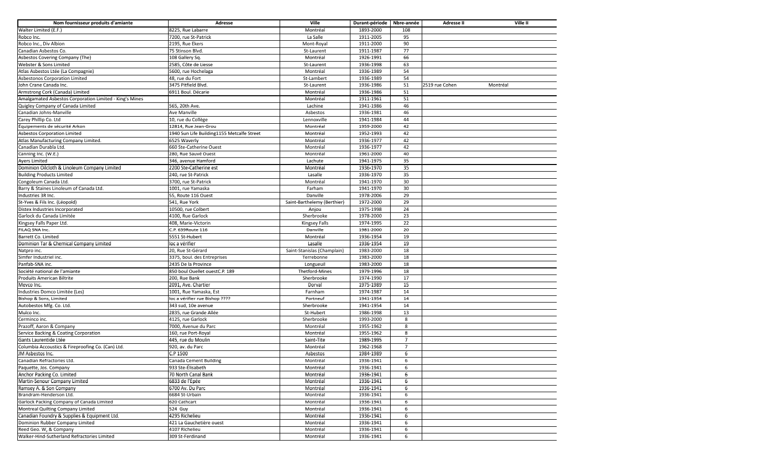| Nom fournisseur produits d'amiante | Adresse | Ville | Durant-période | Nbre-année | Adresse II | Ville II |
|---|---|---|---|---|---|---|
| Walter Limited (E.F.) | 8225, Rue Labarre | Montréal | 1893-2000 | 108 | | |
| Robco Inc. | 7200, rue St-Patrick | La Salle | 1911-2005 | 95 | | |
| Robco Inc., Div Albion | 2195, Rue Ekers | Mont-Royal | 1911-2000 | 90 | | |
| Canadian Asbestos Co. | 75 Stinson Blvd. | St-Laurent | 1911-1987 | 77 | | |
| Asbestos Covering Company (The) | 108 Gallery Sq. | Montréal | 1926-1991 | 66 | | |
| Webster & Sons Limited | 2585, Côte de Liesse | St-Laurent | 1936-1998 | 63 | | |
| Atlas Asbestos Ltée (La Compagnie) | 5600, rue Hochelaga | Montréal | 1936-1989 | 54 | | |
| Asbestonos Corporation Limited | 48, rue du Fort | St-Lambert | 1936-1989 | 54 | | |
| John Crane Canada Inc. | 3475 Pitfield Blvd. | St-Laurent | 1936-1986 | 51 | 2519 rue Cohen | Montréal |
| Armstrong Cork (Canada) Limited | 6911 Boul. Décarie | Montréal | 1936-1986 | 51 | | |
| Amalgamated Asbestos Corporation Limited - King's Mines | | Montréal | 1911-1961 | 51 | | |
| Quigley Company of Canada Limited | 565, 20th Ave. | Lachine | 1941-1986 | 46 | | |
| Canadian Johns-Manville | Ave Manville | Asbestos | 1936-1981 | 46 | | |
| Carey Phillip Co. Ltd | 10, rue du Collège | Lennoxville | 1941-1984 | 44 | | |
| Équipements de sécurité Arkon | 12814, Rue Jean-Grou | Montréal | 1959-2000 | 42 | | |
| Asbestos Corporation Limited | 1940 Sun Life Building1155 Metcalfe Street | Montréal | 1952-1993 | 42 | | |
| Atlas Manufacturing Company Limited. | 6525 Waverly | Montréal | 1936-1977 | 42 | | |
| Canadian Durabla Ltd. | 660 Ste-Catherine Ouest | Montréal | 1936-1977 | 42 | | |
| Canning Inc. (W.E.) | 280, Rue Sauvé Ouest | Montréal | 1961-2000 | 40 | | |
| Ayers Limited | 346, avenue Hamford | Lachute | 1941-1975 | 35 | | |
| Dominion Oilcloth & Linoleum Company Limited | 2200 Ste-Catherine est | Montréal | 1936-1970 | 35 | | |
| Building Products Limited | 240, rue St-Patrick | Lasalle | 1936-1970 | 35 | | |
| Congoleum Canada Ltd. | 3700, rue St-Patrick | Montréal | 1941-1970 | 30 | | |
| Barry & Staines Linoleum of Canada Ltd. | 1001, rue Yamaska | Farham | 1941-1970 | 30 | | |
| Industries 3R Inc. | 55, Route 116 Ouest | Danville | 1978-2006 | 29 | | |
| St-Yves & Fils Inc. (Léopold) | 541, Rue York | Saint-Barthelemy (Berthier) | 1972-2000 | 29 | | |
| Distex Industries Incorporated | 10500, rue Colbert | Anjou | 1975-1998 | 24 | | |
| Garlock du Canada Limitée | 4100, Rue Garlock | Sherbrooke | 1978-2000 | 23 | | |
| Kingsey Falls Paper Ltd. | 408, Marie-Victorin | Kingsey Falls | 1974-1995 | 22 | | |
| FILAQ SNA Inc. | C.P. 639Route 116 | Danville | 1981-2000 | 20 | | |
| Barrett Co. Limited | 5551 St-Hubert | Montréal | 1936-1954 | 19 | | |
| Dominion Tar & Chemical Company Limited | loc a vérifier | Lasalle | 1936-1954 | 19 | | |
| Natpro inc. | 20, Rue St-Gérard | Saint-Stanislas (Champlain) | 1983-2000 | 18 | | |
| Simfer Industriel Inc. | 3375, boul. des Entreprises | Terrebonne | 1983-2000 | 18 | | |
| Panfab-SNA inc. | 2435 De la Province | Longueuil | 1983-2000 | 18 | | |
| Société national de l'amiante | 850 boul Ouellet ouestC.P. 189 | Thetford-Mines | 1979-1996 | 18 | | |
| Produits American Biltrite | 200, Rue Bank | Sherbrooke | 1974-1990 | 17 | | |
| Mevco Inc. | 2091, Ave. Chartier | Dorval | 1975-1989 | 15 | | |
| Industries Domco Limitée (Les) | 1001, Rue Yamaska, Est | Farnham | 1974-1987 | 14 | | |
| Bishop & Sons, Limited | loc a vérifier rue Bishop ???? | Portneuf | 1941-1954 | 14 | | |
| Autobestos Mfg. Co. Ltd. | 343 sud, 10e avenue | Sherbrooke | 1941-1954 | 14 | | |
| Mulco Inc. | 2835, rue Grande Allée | St-Hubert | 1986-1998 | 13 | | |
| Cerminco inc. | 4125, rue Garlock | Sherbrooke | 1993-2000 | 8 | | |
| Prazoff, Aaron & Company | 7000, Avenue du Parc | Montréal | 1955-1962 | 8 | | |
| Service Backing & Coating Corporation | 160, rue Port-Royal | Montréal | 1955-1962 | 8 | | |
| Gants Laurentide Ltée | 445, rue du Moulin | Saint-Tite | 1989-1995 | 7 | | |
| Columbia Accoustics & Fireproofing Co. (Can) Ltd. | 920, av. du Parc | Montréal | 1962-1968 | 7 | | |
| JM Asbestos Inc. | C.P 1500 | Asbestos | 1984-1989 | 6 | | |
| Canadian Refractories Ltd. | Canada Cement Building | Montréal | 1936-1941 | 6 | | |
| Paquette, Jos. Company | 933 Ste-Élisabeth | Montréal | 1936-1941 | 6 | | |
| Anchor Packing Co. Limited | 70 North Canal Bank | Montréal | 1936-1941 | 6 | | |
| Martin-Senour Company Limited | 6833 de l'Épée | Montréal | 1936-1941 | 6 | | |
| Ramsey A. & Son Company | 6700 Av. Du Parc | Montréal | 1936-1941 | 6 | | |
| Brandram-Henderson Ltd. | 6684 St-Urbain | Montréal | 1936-1941 | 6 | | |
| Garlock Packing Company of Canada Limited | 620 Cathcart | Montréal | 1936-1941 | 6 | | |
| Montreal Quilting Company Limited | 524 Guy | Montréal | 1936-1941 | 6 | | |
| Canadian Foundry & Supplies & Equipment Ltd. | 4295 Richelieu | Montréal | 1936-1941 | 6 | | |
| Dominion Rubber Company Limited | 421 La Gauchetière ouest | Montréal | 1936-1941 | 6 | | |
| Reed Geo. W, & Company | 4107 Richelieu | Montréal | 1936-1941 | 6 | | |
| Walker-Hind-Sutherland Refractories Limited | 309 St-Ferdinand | Montréal | 1936-1941 | 6 | | |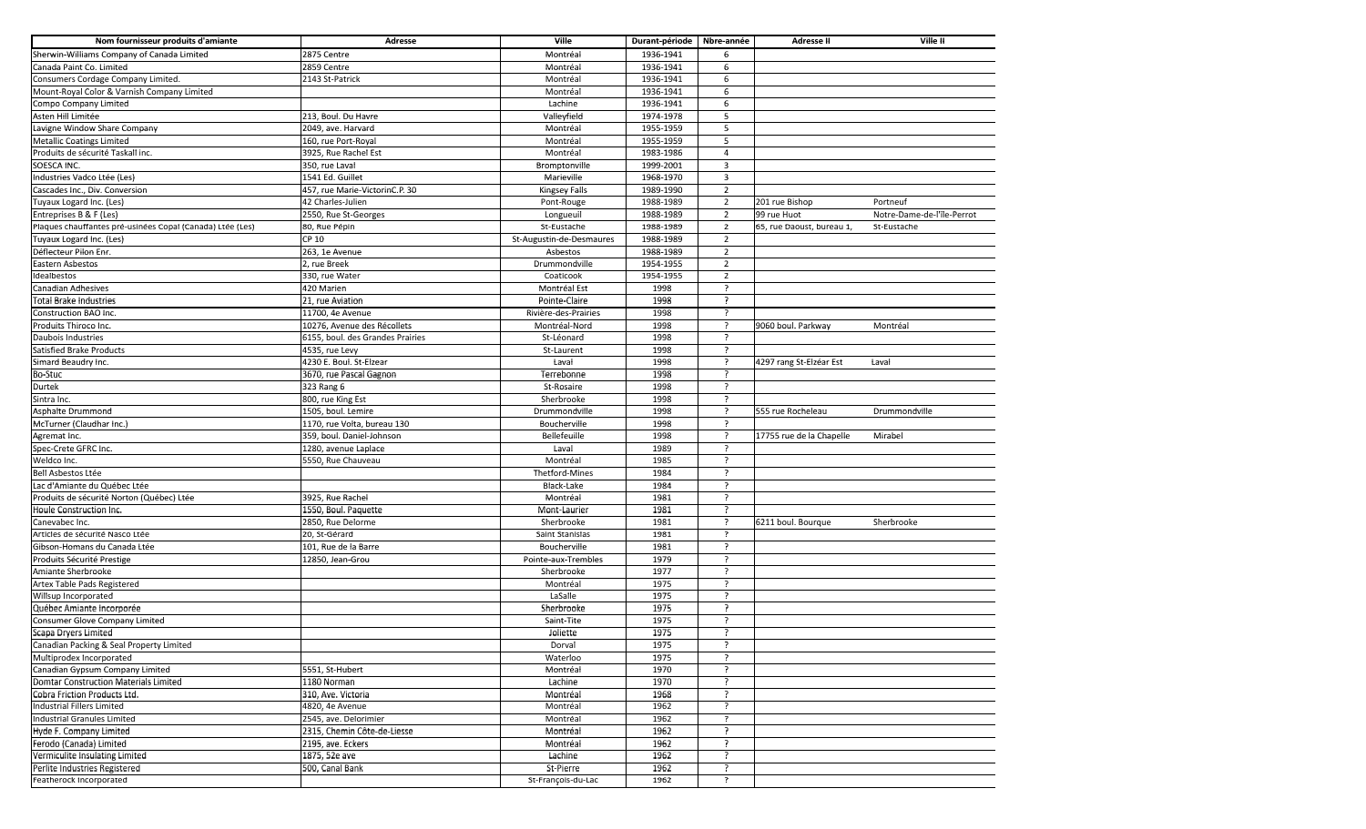| Nom fournisseur produits d'amiante | Adresse | Ville | Durant-période | Nbre-année | Adresse II | Ville II |
|---|---|---|---|---|---|---|
| Sherwin-Williams Company of Canada Limited | 2875 Centre | Montréal | 1936-1941 | 6 | | |
| Canada Paint Co. Limited | 2859 Centre | Montréal | 1936-1941 | 6 | | |
| Consumers Cordage Company Limited. | 2143 St-Patrick | Montréal | 1936-1941 | 6 | | |
| Mount-Royal Color & Varnish Company Limited | | Montréal | 1936-1941 | 6 | | |
| Compo Company Limited | | Lachine | 1936-1941 | 6 | | |
| Asten Hill Limitée | 213, Boul. Du Havre | Valleyfield | 1974-1978 | 5 | | |
| Lavigne Window Share Company | 2049, ave. Harvard | Montréal | 1955-1959 | 5 | | |
| Metallic Coatings Limited | 160, rue Port-Royal | Montréal | 1955-1959 | 5 | | |
| Produits de sécurité Taskall inc. | 3925, Rue Rachel Est | Montréal | 1983-1986 | 4 | | |
| SOESCA INC. | 350, rue Laval | Bromptonville | 1999-2001 | 3 | | |
| Industries Vadco Ltée (Les) | 1541 Ed. Guillet | Marieville | 1968-1970 | 3 | | |
| Cascades Inc., Div. Conversion | 457, rue Marie-VictorinC.P. 30 | Kingsey Falls | 1989-1990 | 2 | | |
| Tuyaux Logard Inc. (Les) | 42 Charles-Julien | Pont-Rouge | 1988-1989 | 2 | 201 rue Bishop | Portneuf |
| Entreprises B & F (Les) | 2550, Rue St-Georges | Longueuil | 1988-1989 | 2 | 99 rue Huot | Notre-Dame-de-l'Île-Perrot |
| Plaques chauffantes pré-usinées Copal (Canada) Ltée (Les) | 80, Rue Pépin | St-Eustache | 1988-1989 | 2 | 65, rue Daoust, bureau 1, | St-Eustache |
| Tuyaux Logard Inc. (Les) | CP 10 | St-Augustin-de-Desmaures | 1988-1989 | 2 | | |
| Déflecteur Pilon Enr. | 263, 1e Avenue | Asbestos | 1988-1989 | 2 | | |
| Eastern Asbestos | 2, rue Breek | Drummondville | 1954-1955 | 2 | | |
| Idealbestos | 330, rue Water | Coaticook | 1954-1955 | 2 | | |
| Canadian Adhesives | 420 Marien | Montréal Est | 1998 | ? | | |
| Total Brake Industries | 21, rue Aviation | Pointe-Claire | 1998 | ? | | |
| Construction BAO Inc. | 11700, 4e Avenue | Rivière-des-Prairies | 1998 | ? | | |
| Produits Thiroco Inc. | 10276, Avenue des Récollets | Montréal-Nord | 1998 | ? | 9060 boul. Parkway | Montréal |
| Daubois Industries | 6155, boul. des Grandes Prairies | St-Léonard | 1998 | ? | | |
| Satisfied Brake Products | 4535, rue Levy | St-Laurent | 1998 | ? | | |
| Simard Beaudry Inc. | 4230 E. Boul. St-Elzear | Laval | 1998 | ? | 4297 rang St-Elzéar Est | Laval |
| Bo-Stuc | 3670, rue Pascal Gagnon | Terrebonne | 1998 | ? | | |
| Durtek | 323 Rang 6 | St-Rosaire | 1998 | ? | | |
| Sintra Inc. | 800, rue King Est | Sherbrooke | 1998 | ? | | |
| Asphalte Drummond | 1505, boul. Lemire | Drummondville | 1998 | ? | 555 rue Rocheleau | Drummondville |
| McTurner (Claudhar Inc.) | 1170, rue Volta, bureau 130 | Boucherville | 1998 | ? | | |
| Agremat Inc. | 359, boul. Daniel-Johnson | Bellefeuille | 1998 | ? | 17755 rue de la Chapelle | Mirabel |
| Spec-Crete GFRC Inc. | 1280, avenue Laplace | Laval | 1989 | ? | | |
| Weldco Inc. | 5550, Rue Chauveau | Montréal | 1985 | ? | | |
| Bell Asbestos Ltée | | Thetford-Mines | 1984 | ? | | |
| Lac d'Amiante du Québec Ltée | | Black-Lake | 1984 | ? | | |
| Produits de sécurité Norton (Québec) Ltée | 3925, Rue Rachel | Montréal | 1981 | ? | | |
| Houle Construction Inc. | 1550, Boul. Paquette | Mont-Laurier | 1981 | ? | | |
| Canevabec Inc. | 2850, Rue Delorme | Sherbrooke | 1981 | ? | 6211 boul. Bourque | Sherbrooke |
| Articles de sécurité Nasco Ltée | 20, St-Gérard | Saint Stanislas | 1981 | ? | | |
| Gibson-Homans du Canada Ltée | 101, Rue de la Barre | Boucherville | 1981 | ? | | |
| Produits Sécurité Prestige | 12850, Jean-Grou | Pointe-aux-Trembles | 1979 | ? | | |
| Amiante Sherbrooke | | Sherbrooke | 1977 | ? | | |
| Artex Table Pads Registered | | Montréal | 1975 | ? | | |
| Willsup Incorporated | | LaSalle | 1975 | ? | | |
| Québec Amiante Incorporée | | Sherbrooke | 1975 | ? | | |
| Consumer Glove Company Limited | | Saint-Tite | 1975 | ? | | |
| Scapa Dryers Limited | | Joliette | 1975 | ? | | |
| Canadian Packing & Seal Property Limited | | Dorval | 1975 | ? | | |
| Multiprodex Incorporated | | Waterloo | 1975 | ? | | |
| Canadian Gypsum Company Limited | 5551, St-Hubert | Montréal | 1970 | ? | | |
| Domtar Construction Materials Limited | 1180 Norman | Lachine | 1970 | ? | | |
| Cobra Friction Products Ltd. | 310, Ave. Victoria | Montréal | 1968 | ? | | |
| Industrial Fillers Limited | 4820, 4e Avenue | Montréal | 1962 | ? | | |
| Industrial Granules Limited | 2545, ave. Delorimier | Montréal | 1962 | ? | | |
| Hyde F. Company Limited | 2315, Chemin Côte-de-Liesse | Montréal | 1962 | ? | | |
| Ferodo (Canada) Limited | 2195, ave. Eckers | Montréal | 1962 | ? | | |
| Vermiculite Insulating Limited | 1875, 52e ave | Lachine | 1962 | ? | | |
| Perlite Industries Registered | 500, Canal Bank | St-Pierre | 1962 | ? | | |
| Featherock Incorporated | | St-François-du-Lac | 1962 | ? | | |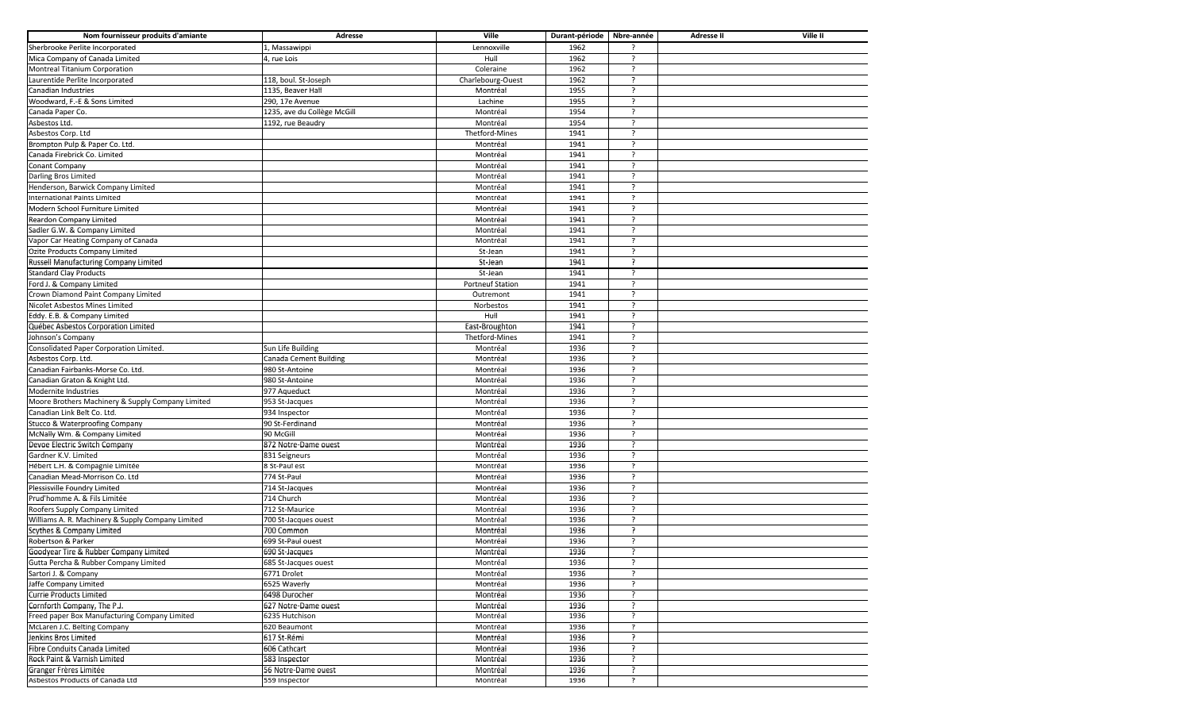| Nom fournisseur produits d'amiante | Adresse | Ville | Durant-période | Nbre-année | Adresse II | Ville II |
|---|---|---|---|---|---|---|
| Sherbrooke Perlite Incorporated | 1, Massawippi | Lennoxville | 1962 | ? | | |
| Mica Company of Canada Limited | 4, rue Lois | Hull | 1962 | ? | | |
| Montreal Titanium Corporation | | Coleraine | 1962 | ? | | |
| Laurentide Perlite Incorporated | 118, boul. St-Joseph | Charlebourg-Ouest | 1962 | ? | | |
| Canadian Industries | 1135, Beaver Hall | Montréal | 1955 | ? | | |
| Woodward, F.-E & Sons Limited | 290, 17e Avenue | Lachine | 1955 | ? | | |
| Canada Paper Co. | 1235, ave du Collège McGill | Montréal | 1954 | ? | | |
| Asbestos Ltd. | 1192, rue Beaudry | Montréal | 1954 | ? | | |
| Asbestos Corp. Ltd | | Thetford-Mines | 1941 | ? | | |
| Brompton Pulp & Paper Co. Ltd. | | Montréal | 1941 | ? | | |
| Canada Firebrick Co. Limited | | Montréal | 1941 | ? | | |
| Conant Company | | Montréal | 1941 | ? | | |
| Darling Bros Limited | | Montréal | 1941 | ? | | |
| Henderson, Barwick Company Limited | | Montréal | 1941 | ? | | |
| International Paints Limited | | Montréal | 1941 | ? | | |
| Modern School Furniture Limited | | Montréal | 1941 | ? | | |
| Reardon Company Limited | | Montréal | 1941 | ? | | |
| Sadler G.W. & Company Limited | | Montréal | 1941 | ? | | |
| Vapor Car Heating Company of Canada | | Montréal | 1941 | ? | | |
| Ozite Products Company Limited | | St-Jean | 1941 | ? | | |
| Russell Manufacturing Company Limited | | St-Jean | 1941 | ? | | |
| Standard Clay Products | | St-Jean | 1941 | ? | | |
| Ford J. & Company Limited | | Portneuf Station | 1941 | ? | | |
| Crown Diamond Paint Company Limited | | Outremont | 1941 | ? | | |
| Nicolet Asbestos Mines Limited | | Norbestos | 1941 | ? | | |
| Eddy. E.B. & Company Limited | | Hull | 1941 | ? | | |
| Québec Asbestos Corporation Limited | | East-Broughton | 1941 | ? | | |
| Johnson's Company | | Thetford-Mines | 1941 | ? | | |
| Consolidated Paper Corporation Limited. | Sun Life Building | Montréal | 1936 | ? | | |
| Asbestos Corp. Ltd. | Canada Cement Building | Montréal | 1936 | ? | | |
| Canadian Fairbanks-Morse Co. Ltd. | 980 St-Antoine | Montréal | 1936 | ? | | |
| Canadian Graton & Knight Ltd. | 980 St-Antoine | Montréal | 1936 | ? | | |
| Modernite Industries | 977 Aqueduct | Montréal | 1936 | ? | | |
| Moore Brothers Machinery & Supply Company Limited | 953 St-Jacques | Montréal | 1936 | ? | | |
| Canadian Link Belt Co. Ltd. | 934 Inspector | Montréal | 1936 | ? | | |
| Stucco & Waterproofing Company | 90 St-Ferdinand | Montréal | 1936 | ? | | |
| McNally Wm. & Company Limited | 90 McGill | Montréal | 1936 | ? | | |
| Devoe Electric Switch Company | 872 Notre-Dame ouest | Montréal | 1936 | ? | | |
| Gardner K.V. Limited | 831 Seigneurs | Montréal | 1936 | ? | | |
| Hébert L.H. & Compagnie Limitée | 8 St-Paul est | Montréal | 1936 | ? | | |
| Canadian Mead-Morrison Co. Ltd | 774 St-Paul | Montréal | 1936 | ? | | |
| Plessisville Foundry Limited | 714 St-Jacques | Montréal | 1936 | ? | | |
| Prud'homme A. & Fils Limitée | 714 Church | Montréal | 1936 | ? | | |
| Roofers Supply Company Limited | 712 St-Maurice | Montréal | 1936 | ? | | |
| Williams A. R. Machinery & Supply Company Limited | 700 St-Jacques ouest | Montréal | 1936 | ? | | |
| Scythes & Company Limited | 700 Common | Montréal | 1936 | ? | | |
| Robertson & Parker | 699 St-Paul ouest | Montréal | 1936 | ? | | |
| Goodyear Tire & Rubber Company Limited | 690 St-Jacques | Montréal | 1936 | ? | | |
| Gutta Percha & Rubber Company Limited | 685 St-Jacques ouest | Montréal | 1936 | ? | | |
| Sartori J. & Company | 6771 Drolet | Montréal | 1936 | ? | | |
| Jaffe Company Limited | 6525 Waverly | Montréal | 1936 | ? | | |
| Currie Products Limited | 6498 Durocher | Montréal | 1936 | ? | | |
| Cornforth Company, The P.J. | 627 Notre-Dame ouest | Montréal | 1936 | ? | | |
| Freed paper Box Manufacturing Company Limited | 6235 Hutchison | Montréal | 1936 | ? | | |
| McLaren J.C. Belting Company | 620 Beaumont | Montréal | 1936 | ? | | |
| Jenkins Bros Limited | 617 St-Rémi | Montréal | 1936 | ? | | |
| Fibre Conduits Canada Limited | 606 Cathcart | Montréal | 1936 | ? | | |
| Rock Paint & Varnish Limited | 583 Inspector | Montréal | 1936 | ? | | |
| Granger Frères Limitée | 56 Notre-Dame ouest | Montréal | 1936 | ? | | |
| Asbestos Products of Canada Ltd | 559 Inspector | Montréal | 1936 | ? | | |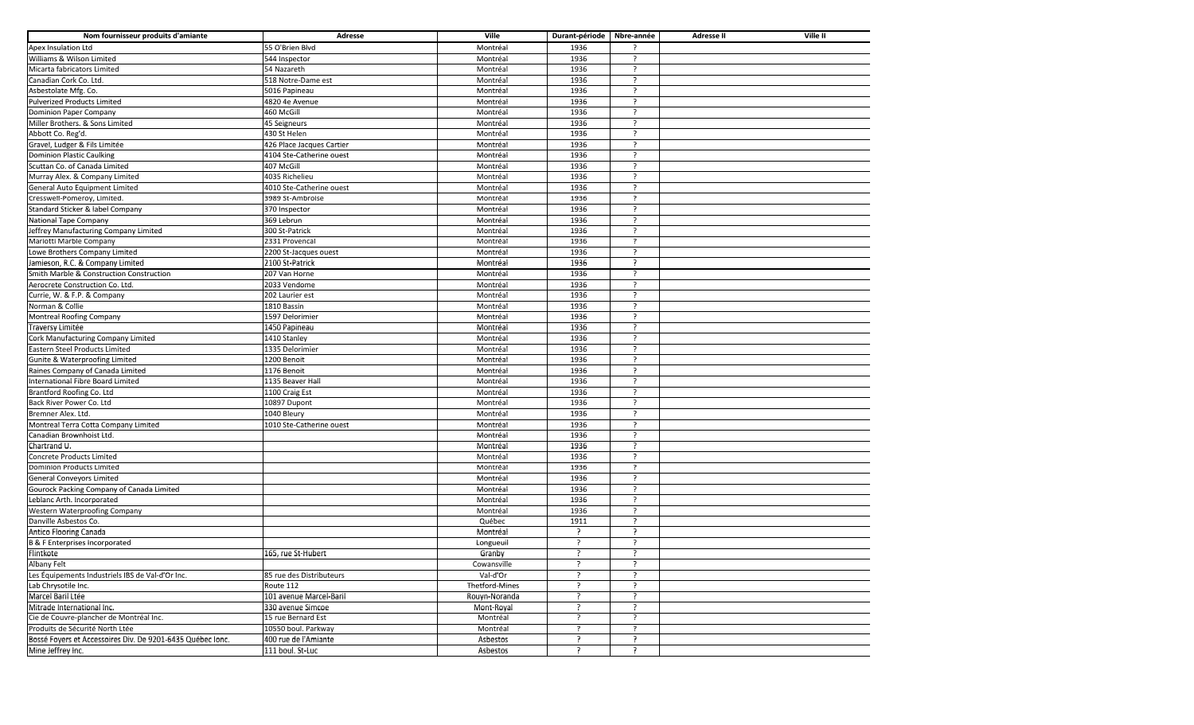| Nom fournisseur produits d'amiante | Adresse | Ville | Durant-période | Nbre-année | Adresse II | Ville II |
|---|---|---|---|---|---|---|
| Apex Insulation Ltd | 55 O'Brien Blvd | Montréal | 1936 | ? | | |
| Williams & Wilson Limited | 544 Inspector | Montréal | 1936 | ? | | |
| Micarta fabricators Limited | 54 Nazareth | Montréal | 1936 | ? | | |
| Canadian Cork Co. Ltd. | 518 Notre-Dame est | Montréal | 1936 | ? | | |
| Asbestolate Mfg. Co. | 5016 Papineau | Montréal | 1936 | ? | | |
| Pulverized Products Limited | 4820 4e Avenue | Montréal | 1936 | ? | | |
| Dominion Paper Company | 460 McGill | Montréal | 1936 | ? | | |
| Miller Brothers. & Sons Limited | 45 Seigneurs | Montréal | 1936 | ? | | |
| Abbott Co. Reg'd. | 430 St Helen | Montréal | 1936 | ? | | |
| Gravel, Ludger & Fils Limitée | 426 Place Jacques Cartier | Montréal | 1936 | ? | | |
| Dominion Plastic Caulking | 4104 Ste-Catherine ouest | Montréal | 1936 | ? | | |
| Scuttan Co. of Canada Limited | 407 McGill | Montréal | 1936 | ? | | |
| Murray Alex. & Company Limited | 4035 Richelieu | Montréal | 1936 | ? | | |
| General Auto Equipment Limited | 4010 Ste-Catherine ouest | Montréal | 1936 | ? | | |
| Cresswell-Pomeroy, Limited. | 3989 St-Ambroise | Montréal | 1936 | ? | | |
| Standard Sticker & label Company | 370 Inspector | Montréal | 1936 | ? | | |
| National Tape Company | 369 Lebrun | Montréal | 1936 | ? | | |
| Jeffrey Manufacturing Company Limited | 300 St-Patrick | Montréal | 1936 | ? | | |
| Mariotti Marble Company | 2331 Provencal | Montréal | 1936 | ? | | |
| Lowe Brothers Company Limited | 2200 St-Jacques ouest | Montréal | 1936 | ? | | |
| Jamieson, R.C. & Company Limited | 2100 St-Patrick | Montréal | 1936 | ? | | |
| Smith Marble & Construction Construction | 207 Van Horne | Montréal | 1936 | ? | | |
| Aerocrete Construction Co. Ltd. | 2033 Vendome | Montréal | 1936 | ? | | |
| Currie, W. & F.P. & Company | 202 Laurier est | Montréal | 1936 | ? | | |
| Norman & Collie | 1810 Bassin | Montréal | 1936 | ? | | |
| Montreal Roofing Company | 1597 Delorimier | Montréal | 1936 | ? | | |
| Traversy Limitée | 1450 Papineau | Montréal | 1936 | ? | | |
| Cork Manufacturing Company Limited | 1410 Stanley | Montréal | 1936 | ? | | |
| Eastern Steel Products Limited | 1335 Delorimier | Montréal | 1936 | ? | | |
| Gunite & Waterproofing Limited | 1200 Benoit | Montréal | 1936 | ? | | |
| Raines Company of Canada Limited | 1176 Benoit | Montréal | 1936 | ? | | |
| International Fibre Board Limited | 1135 Beaver Hall | Montréal | 1936 | ? | | |
| Brantford Roofing Co. Ltd | 1100 Craig Est | Montréal | 1936 | ? | | |
| Back River Power Co. Ltd | 10897 Dupont | Montréal | 1936 | ? | | |
| Bremner Alex. Ltd. | 1040 Bleury | Montréal | 1936 | ? | | |
| Montreal Terra Cotta Company Limited | 1010 Ste-Catherine ouest | Montréal | 1936 | ? | | |
| Canadian Brownhoist Ltd. | | Montréal | 1936 | ? | | |
| Chartrand U. | | Montréal | 1936 | ? | | |
| Concrete Products Limited | | Montréal | 1936 | ? | | |
| Dominion Products Limited | | Montréal | 1936 | ? | | |
| General Conveyors Limited | | Montréal | 1936 | ? | | |
| Gourock Packing Company of Canada Limited | | Montréal | 1936 | ? | | |
| Leblanc Arth. Incorporated | | Montréal | 1936 | ? | | |
| Western Waterproofing Company | | Montréal | 1936 | ? | | |
| Danville Asbestos Co. | | Québec | 1911 | ? | | |
| Antico Flooring Canada | | Montréal | ? | ? | | |
| B & F Enterprises Incorporated | | Longueuil | ? | ? | | |
| Flintkote | 165, rue St-Hubert | Granby | ? | ? | | |
| Albany Felt | | Cowansville | ? | ? | | |
| Les Équipements Industriels IBS de Val-d'Or Inc. | 85 rue des Distributeurs | Val-d'Or | ? | ? | | |
| Lab Chrysotile Inc. | Route 112 | Thetford-Mines | ? | ? | | |
| Marcel Baril Ltée | 101 avenue Marcel-Baril | Rouyn-Noranda | ? | ? | | |
| Mitrade International Inc. | 330 avenue Simcoe | Mont-Royal | ? | ? | | |
| Cie de Couvre-plancher de Montréal Inc. | 15 rue Bernard Est | Montréal | ? | ? | | |
| Produits de Sécurité North Ltée | 10550 boul. Parkway | Montréal | ? | ? | | |
| Bossé Foyers et Accessoires Div. De 9201-6435 Québec Ionc. | 400 rue de l'Amiante | Asbestos | ? | ? | | |
| Mine Jeffrey Inc. | 111 boul. St-Luc | Asbestos | ? | ? | | |